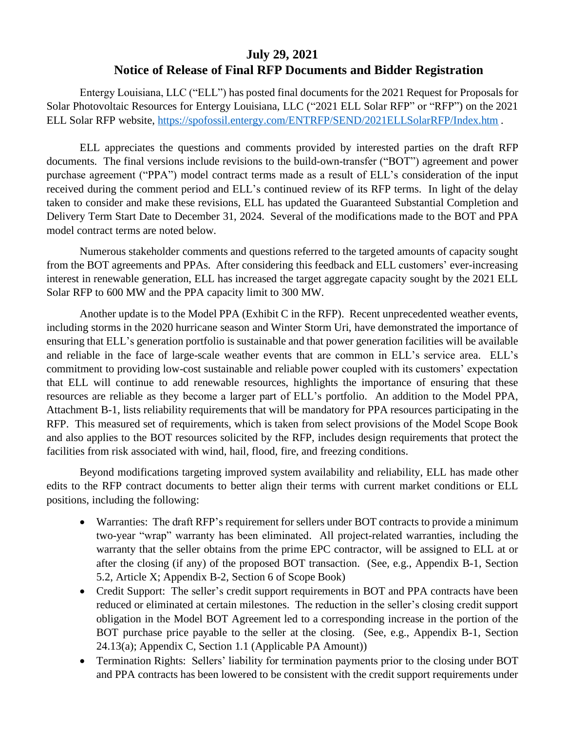# July 29, 2021
# Notice of Release of Final RFP Documents and Bidder Registration

Entergy Louisiana, LLC ("ELL") has posted final documents for the 2021 Request for Proposals for Solar Photovoltaic Resources for Entergy Louisiana, LLC ("2021 ELL Solar RFP" or "RFP") on the 2021 ELL Solar RFP website, https://spofossil.entergy.com/ENTRFP/SEND/2021ELLSolarRFP/Index.htm .

ELL appreciates the questions and comments provided by interested parties on the draft RFP documents. The final versions include revisions to the build-own-transfer ("BOT") agreement and power purchase agreement ("PPA") model contract terms made as a result of ELL's consideration of the input received during the comment period and ELL's continued review of its RFP terms. In light of the delay taken to consider and make these revisions, ELL has updated the Guaranteed Substantial Completion and Delivery Term Start Date to December 31, 2024. Several of the modifications made to the BOT and PPA model contract terms are noted below.

Numerous stakeholder comments and questions referred to the targeted amounts of capacity sought from the BOT agreements and PPAs. After considering this feedback and ELL customers' ever-increasing interest in renewable generation, ELL has increased the target aggregate capacity sought by the 2021 ELL Solar RFP to 600 MW and the PPA capacity limit to 300 MW.

Another update is to the Model PPA (Exhibit C in the RFP). Recent unprecedented weather events, including storms in the 2020 hurricane season and Winter Storm Uri, have demonstrated the importance of ensuring that ELL's generation portfolio is sustainable and that power generation facilities will be available and reliable in the face of large-scale weather events that are common in ELL's service area. ELL's commitment to providing low-cost sustainable and reliable power coupled with its customers' expectation that ELL will continue to add renewable resources, highlights the importance of ensuring that these resources are reliable as they become a larger part of ELL's portfolio. An addition to the Model PPA, Attachment B-1, lists reliability requirements that will be mandatory for PPA resources participating in the RFP. This measured set of requirements, which is taken from select provisions of the Model Scope Book and also applies to the BOT resources solicited by the RFP, includes design requirements that protect the facilities from risk associated with wind, hail, flood, fire, and freezing conditions.

Beyond modifications targeting improved system availability and reliability, ELL has made other edits to the RFP contract documents to better align their terms with current market conditions or ELL positions, including the following:

- Warranties: The draft RFP's requirement for sellers under BOT contracts to provide a minimum two-year "wrap" warranty has been eliminated. All project-related warranties, including the warranty that the seller obtains from the prime EPC contractor, will be assigned to ELL at or after the closing (if any) of the proposed BOT transaction. (See, e.g., Appendix B-1, Section 5.2, Article X; Appendix B-2, Section 6 of Scope Book)
- Credit Support: The seller's credit support requirements in BOT and PPA contracts have been reduced or eliminated at certain milestones. The reduction in the seller's closing credit support obligation in the Model BOT Agreement led to a corresponding increase in the portion of the BOT purchase price payable to the seller at the closing. (See, e.g., Appendix B-1, Section 24.13(a); Appendix C, Section 1.1 (Applicable PA Amount))
- Termination Rights: Sellers' liability for termination payments prior to the closing under BOT and PPA contracts has been lowered to be consistent with the credit support requirements under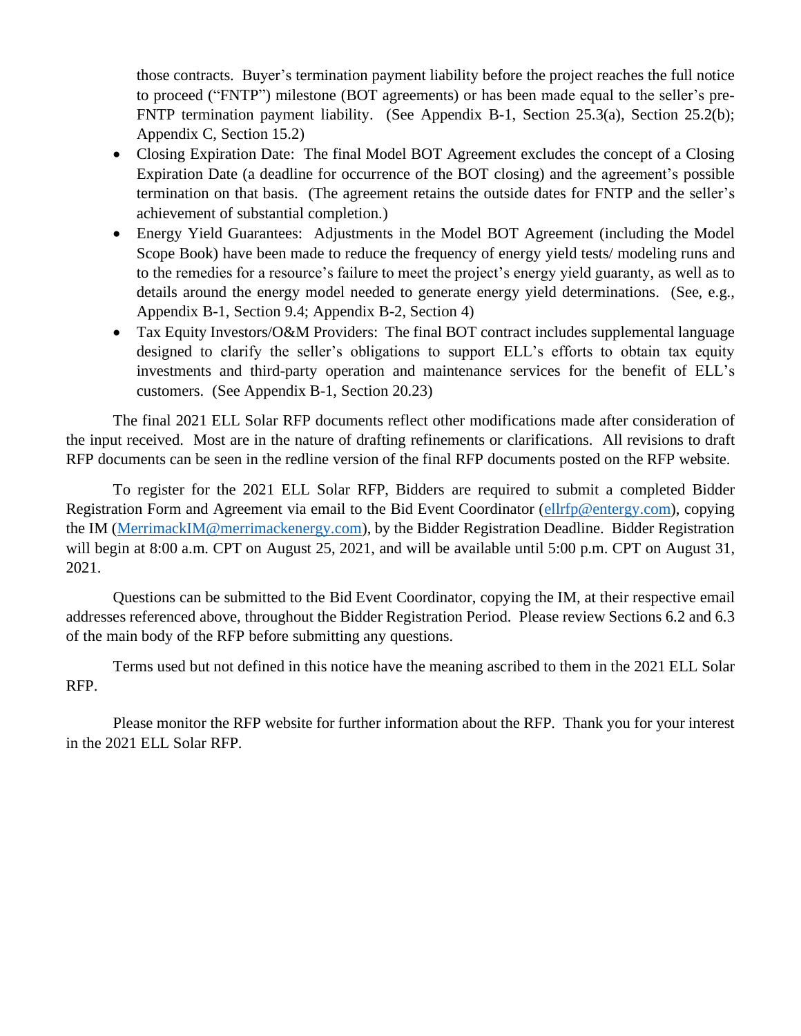those contracts. Buyer's termination payment liability before the project reaches the full notice to proceed ("FNTP") milestone (BOT agreements) or has been made equal to the seller's pre-FNTP termination payment liability. (See Appendix B-1, Section 25.3(a), Section 25.2(b); Appendix C, Section 15.2)

- Closing Expiration Date: The final Model BOT Agreement excludes the concept of a Closing Expiration Date (a deadline for occurrence of the BOT closing) and the agreement's possible termination on that basis. (The agreement retains the outside dates for FNTP and the seller's achievement of substantial completion.)
- Energy Yield Guarantees: Adjustments in the Model BOT Agreement (including the Model Scope Book) have been made to reduce the frequency of energy yield tests/ modeling runs and to the remedies for a resource's failure to meet the project's energy yield guaranty, as well as to details around the energy model needed to generate energy yield determinations. (See, e.g., Appendix B-1, Section 9.4; Appendix B-2, Section 4)
- Tax Equity Investors/O&M Providers: The final BOT contract includes supplemental language designed to clarify the seller's obligations to support ELL's efforts to obtain tax equity investments and third-party operation and maintenance services for the benefit of ELL's customers. (See Appendix B-1, Section 20.23)

The final 2021 ELL Solar RFP documents reflect other modifications made after consideration of the input received. Most are in the nature of drafting refinements or clarifications. All revisions to draft RFP documents can be seen in the redline version of the final RFP documents posted on the RFP website.

To register for the 2021 ELL Solar RFP, Bidders are required to submit a completed Bidder Registration Form and Agreement via email to the Bid Event Coordinator (ellrfp@entergy.com), copying the IM (MerrimackIM@merrimackenergy.com), by the Bidder Registration Deadline. Bidder Registration will begin at 8:00 a.m. CPT on August 25, 2021, and will be available until 5:00 p.m. CPT on August 31, 2021.

Questions can be submitted to the Bid Event Coordinator, copying the IM, at their respective email addresses referenced above, throughout the Bidder Registration Period. Please review Sections 6.2 and 6.3 of the main body of the RFP before submitting any questions.

Terms used but not defined in this notice have the meaning ascribed to them in the 2021 ELL Solar RFP.

Please monitor the RFP website for further information about the RFP. Thank you for your interest in the 2021 ELL Solar RFP.